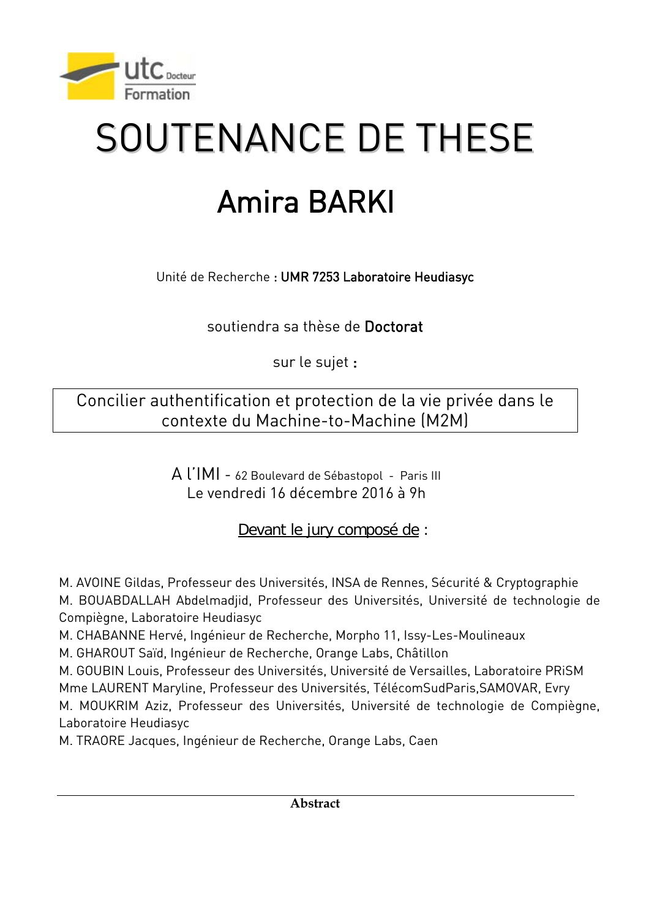utc Docteur Formation

# SOUTENANCE DE THESE

## Amira BARKI

Unité de Recherche : **UMR 7253 Laboratoire Heudiasyc**

soutiendra sa thèse de **Doctorat**

sur le sujet **:**

Concilier authentification et protection de la vie privée dans le contexte du Machine-to-Machine (M2M)

A l'IMI - 62 Boulevard de Sébastopol - Paris III
Le vendredi 16 décembre 2016 à 9h

Devant le jury composé de :

M. AVOINE Gildas, Professeur des Universités, INSA de Rennes, Sécurité & Cryptographie
M. BOUABDALLAH Abdelmadjid, Professeur des Universités, Université de technologie de Compiègne, Laboratoire Heudiasyc
M. CHABANNE Hervé, Ingénieur de Recherche, Morpho 11, Issy-Les-Moulineaux
M. GHAROUT Saïd, Ingénieur de Recherche, Orange Labs, Châtillon
M. GOUBIN Louis, Professeur des Universités, Université de Versailles, Laboratoire PRiSM
Mme LAURENT Maryline, Professeur des Universités, TélécomSudParis,SAMOVAR, Evry
M. MOUKRIM Aziz, Professeur des Universités, Université de technologie de Compiègne, Laboratoire Heudiasyc
M. TRAORE Jacques, Ingénieur de Recherche, Orange Labs, Caen

**Abstract**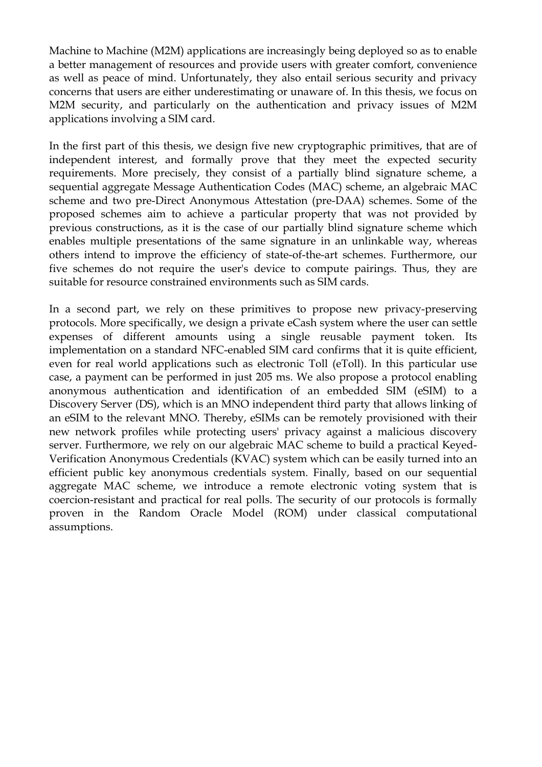Machine to Machine (M2M) applications are increasingly being deployed so as to enable a better management of resources and provide users with greater comfort, convenience as well as peace of mind. Unfortunately, they also entail serious security and privacy concerns that users are either underestimating or unaware of. In this thesis, we focus on M2M security, and particularly on the authentication and privacy issues of M2M applications involving a SIM card.

In the first part of this thesis, we design five new cryptographic primitives, that are of independent interest, and formally prove that they meet the expected security requirements. More precisely, they consist of a partially blind signature scheme, a sequential aggregate Message Authentication Codes (MAC) scheme, an algebraic MAC scheme and two pre-Direct Anonymous Attestation (pre-DAA) schemes. Some of the proposed schemes aim to achieve a particular property that was not provided by previous constructions, as it is the case of our partially blind signature scheme which enables multiple presentations of the same signature in an unlinkable way, whereas others intend to improve the efficiency of state-of-the-art schemes. Furthermore, our five schemes do not require the user's device to compute pairings. Thus, they are suitable for resource constrained environments such as SIM cards.

In a second part, we rely on these primitives to propose new privacy-preserving protocols. More specifically, we design a private eCash system where the user can settle expenses of different amounts using a single reusable payment token. Its implementation on a standard NFC-enabled SIM card confirms that it is quite efficient, even for real world applications such as electronic Toll (eToll). In this particular use case, a payment can be performed in just 205 ms. We also propose a protocol enabling anonymous authentication and identification of an embedded SIM (eSIM) to a Discovery Server (DS), which is an MNO independent third party that allows linking of an eSIM to the relevant MNO. Thereby, eSIMs can be remotely provisioned with their new network profiles while protecting users' privacy against a malicious discovery server. Furthermore, we rely on our algebraic MAC scheme to build a practical Keyed-Verification Anonymous Credentials (KVAC) system which can be easily turned into an efficient public key anonymous credentials system. Finally, based on our sequential aggregate MAC scheme, we introduce a remote electronic voting system that is coercion-resistant and practical for real polls. The security of our protocols is formally proven in the Random Oracle Model (ROM) under classical computational assumptions.